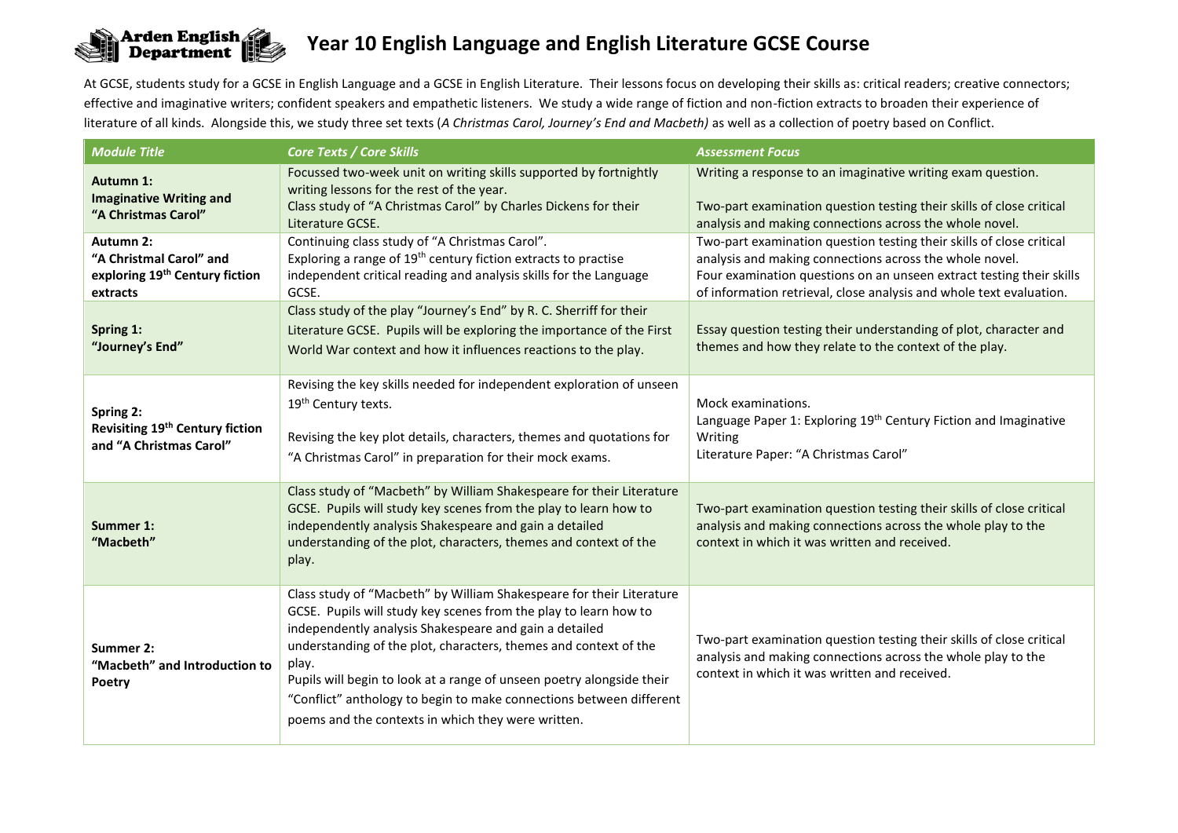# Arden English Department — Year 10 English Language and English Literature GCSE Course

At GCSE, students study for a GCSE in English Language and a GCSE in English Literature. Their lessons focus on developing their skills as: critical readers; creative connectors; effective and imaginative writers; confident speakers and empathetic listeners. We study a wide range of fiction and non-fiction extracts to broaden their experience of literature of all kinds. Alongside this, we study three set texts (*A Christmas Carol, Journey's End and Macbeth)* as well as a collection of poetry based on Conflict.

| *Module Title* | *Core Texts / Core Skills* | *Assessment Focus* |
|---|---|---|
| **Autumn 1: Imaginative Writing and "A Christmas Carol"** | Focussed two-week unit on writing skills supported by fortnightly writing lessons for the rest of the year. Class study of "A Christmas Carol" by Charles Dickens for their Literature GCSE. | Writing a response to an imaginative writing exam question. Two-part examination question testing their skills of close critical analysis and making connections across the whole novel. |
| **Autumn 2: "A Christmal Carol" and exploring 19th Century fiction extracts** | Continuing class study of "A Christmas Carol". Exploring a range of 19th century fiction extracts to practise independent critical reading and analysis skills for the Language GCSE. | Two-part examination question testing their skills of close critical analysis and making connections across the whole novel. Four examination questions on an unseen extract testing their skills of information retrieval, close analysis and whole text evaluation. |
| **Spring 1: "Journey's End"** | Class study of the play "Journey's End" by R. C. Sherriff for their Literature GCSE. Pupils will be exploring the importance of the First World War context and how it influences reactions to the play. | Essay question testing their understanding of plot, character and themes and how they relate to the context of the play. |
| **Spring 2: Revisiting 19th Century fiction and "A Christmas Carol"** | Revising the key skills needed for independent exploration of unseen 19th Century texts. Revising the key plot details, characters, themes and quotations for "A Christmas Carol" in preparation for their mock exams. | Mock examinations. Language Paper 1: Exploring 19th Century Fiction and Imaginative Writing. Literature Paper: "A Christmas Carol" |
| **Summer 1: "Macbeth"** | Class study of "Macbeth" by William Shakespeare for their Literature GCSE. Pupils will study key scenes from the play to learn how to independently analysis Shakespeare and gain a detailed understanding of the plot, characters, themes and context of the play. | Two-part examination question testing their skills of close critical analysis and making connections across the whole play to the context in which it was written and received. |
| **Summer 2: "Macbeth" and Introduction to Poetry** | Class study of "Macbeth" by William Shakespeare for their Literature GCSE. Pupils will study key scenes from the play to learn how to independently analysis Shakespeare and gain a detailed understanding of the plot, characters, themes and context of the play. Pupils will begin to look at a range of unseen poetry alongside their "Conflict" anthology to begin to make connections between different poems and the contexts in which they were written. | Two-part examination question testing their skills of close critical analysis and making connections across the whole play to the context in which it was written and received. |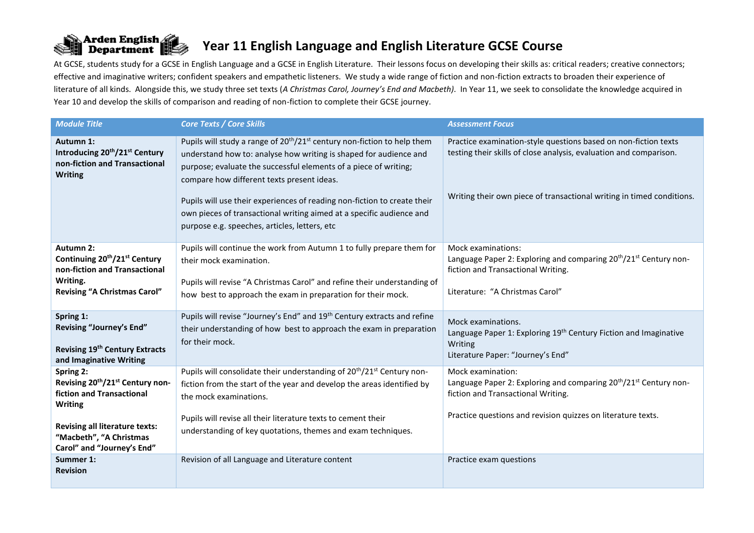# Year 11 English Language and English Literature GCSE Course

Arden English Department

At GCSE, students study for a GCSE in English Language and a GCSE in English Literature. Their lessons focus on developing their skills as: critical readers; creative connectors; effective and imaginative writers; confident speakers and empathetic listeners. We study a wide range of fiction and non-fiction extracts to broaden their experience of literature of all kinds. Alongside this, we study three set texts (*A Christmas Carol, Journey's End and Macbeth)*. In Year 11, we seek to consolidate the knowledge acquired in Year 10 and develop the skills of comparison and reading of non-fiction to complete their GCSE journey.

| *Module Title* | *Core Texts / Core Skills* | *Assessment Focus* |
|---|---|---|
| **Autumn 1: Introducing 20th/21st Century non-fiction and Transactional Writing** | Pupils will study a range of 20th/21st century non-fiction to help them understand how to: analyse how writing is shaped for audience and purpose; evaluate the successful elements of a piece of writing; compare how different texts present ideas.<br><br>Pupils will use their experiences of reading non-fiction to create their own pieces of transactional writing aimed at a specific audience and purpose e.g. speeches, articles, letters, etc | Practice examination-style questions based on non-fiction texts testing their skills of close analysis, evaluation and comparison.<br><br>Writing their own piece of transactional writing in timed conditions. |
| **Autumn 2: Continuing 20th/21st Century non-fiction and Transactional Writing. Revising "A Christmas Carol"** | Pupils will continue the work from Autumn 1 to fully prepare them for their mock examination.<br><br>Pupils will revise "A Christmas Carol" and refine their understanding of how best to approach the exam in preparation for their mock. | Mock examinations:<br>Language Paper 2: Exploring and comparing 20th/21st Century non-fiction and Transactional Writing.<br><br>Literature: "A Christmas Carol" |
| **Spring 1: Revising "Journey's End"<br><br>Revising 19th Century Extracts and Imaginative Writing** | Pupils will revise "Journey's End" and 19th Century extracts and refine their understanding of how best to approach the exam in preparation for their mock. | Mock examinations.<br>Language Paper 1: Exploring 19th Century Fiction and Imaginative Writing<br>Literature Paper: "Journey's End" |
| **Spring 2: Revising 20th/21st Century non-fiction and Transactional Writing<br><br>Revising all literature texts: "Macbeth", "A Christmas Carol" and "Journey's End"** | Pupils will consolidate their understanding of 20th/21st Century non-fiction from the start of the year and develop the areas identified by the mock examinations.<br><br>Pupils will revise all their literature texts to cement their understanding of key quotations, themes and exam techniques. | Mock examination:<br>Language Paper 2: Exploring and comparing 20th/21st Century non-fiction and Transactional Writing.<br><br>Practice questions and revision quizzes on literature texts. |
| **Summer 1: Revision** | Revision of all Language and Literature content | Practice exam questions |